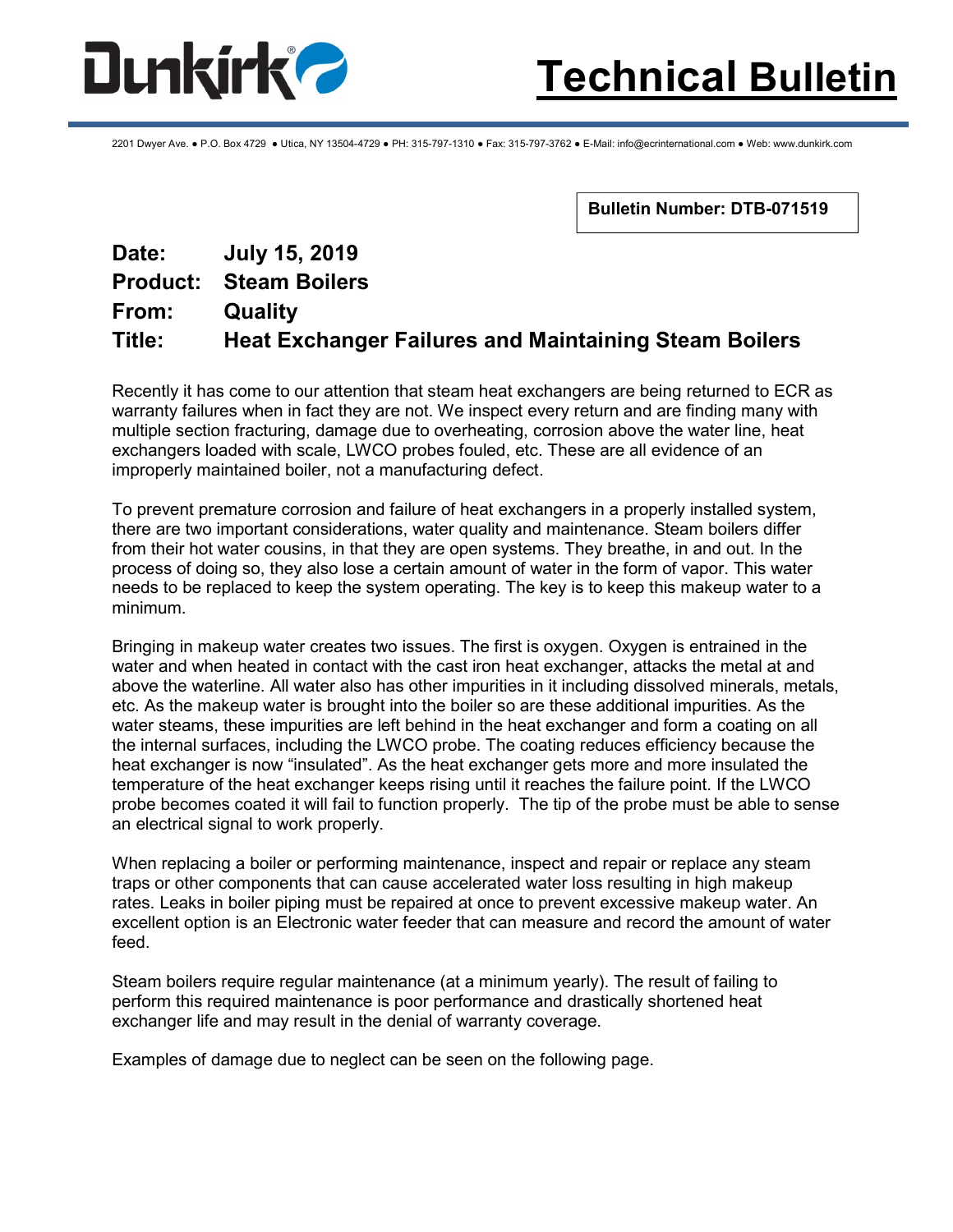# Technical Bulletin

2201 Dwyer Ave. ● P.O. Box 4729 ● Utica, NY 13504-4729 ● PH: 315-797-1310 ● Fax: 315-797-3762 ● E-Mail: info@ecrinternational.com ● Web: www.dunkirk.com

**Bulletin Number: DTB-071519**

**Date:** **July 15, 2019**
**Product:** **Steam Boilers**
**From:** **Quality**
**Title:** **Heat Exchanger Failures and Maintaining Steam Boilers**

Recently it has come to our attention that steam heat exchangers are being returned to ECR as warranty failures when in fact they are not. We inspect every return and are finding many with multiple section fracturing, damage due to overheating, corrosion above the water line, heat exchangers loaded with scale, LWCO probes fouled, etc. These are all evidence of an improperly maintained boiler, not a manufacturing defect.

To prevent premature corrosion and failure of heat exchangers in a properly installed system, there are two important considerations, water quality and maintenance. Steam boilers differ from their hot water cousins, in that they are open systems. They breathe, in and out. In the process of doing so, they also lose a certain amount of water in the form of vapor. This water needs to be replaced to keep the system operating. The key is to keep this makeup water to a minimum.

Bringing in makeup water creates two issues. The first is oxygen. Oxygen is entrained in the water and when heated in contact with the cast iron heat exchanger, attacks the metal at and above the waterline. All water also has other impurities in it including dissolved minerals, metals, etc. As the makeup water is brought into the boiler so are these additional impurities. As the water steams, these impurities are left behind in the heat exchanger and form a coating on all the internal surfaces, including the LWCO probe. The coating reduces efficiency because the heat exchanger is now "insulated". As the heat exchanger gets more and more insulated the temperature of the heat exchanger keeps rising until it reaches the failure point. If the LWCO probe becomes coated it will fail to function properly. The tip of the probe must be able to sense an electrical signal to work properly.

When replacing a boiler or performing maintenance, inspect and repair or replace any steam traps or other components that can cause accelerated water loss resulting in high makeup rates. Leaks in boiler piping must be repaired at once to prevent excessive makeup water. An excellent option is an Electronic water feeder that can measure and record the amount of water feed.

Steam boilers require regular maintenance (at a minimum yearly). The result of failing to perform this required maintenance is poor performance and drastically shortened heat exchanger life and may result in the denial of warranty coverage.

Examples of damage due to neglect can be seen on the following page.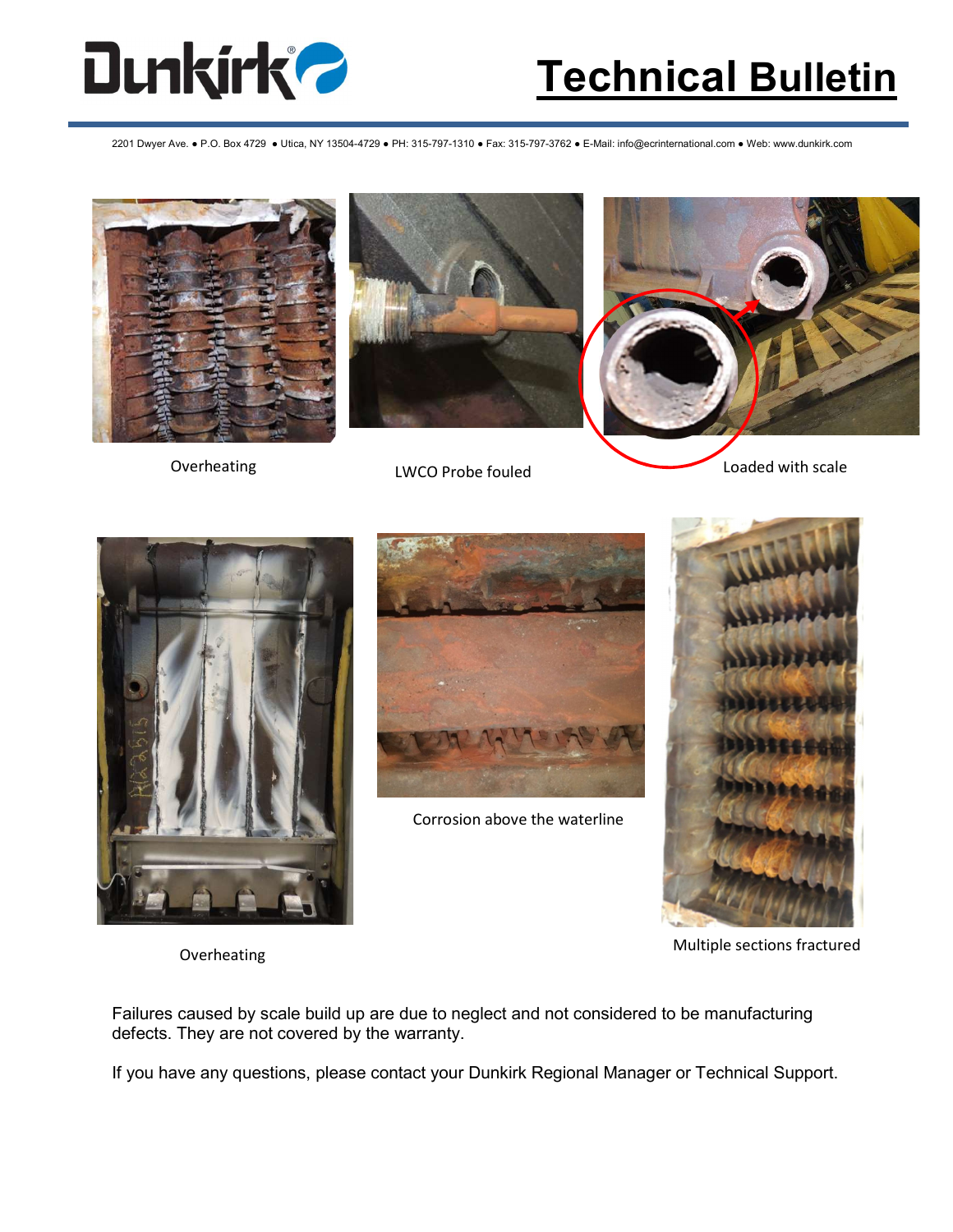# Technical Bulletin

2201 Dwyer Ave. ● P.O. Box 4729 ● Utica, NY 13504-4729 ● PH: 315-797-1310 ● Fax: 315-797-3762 ● E-Mail: info@ecrinternational.com ● Web: www.dunkirk.com

Overheating

LWCO Probe fouled

Loaded with scale

Overheating

Corrosion above the waterline

Multiple sections fractured

Failures caused by scale build up are due to neglect and not considered to be manufacturing defects. They are not covered by the warranty.

If you have any questions, please contact your Dunkirk Regional Manager or Technical Support.